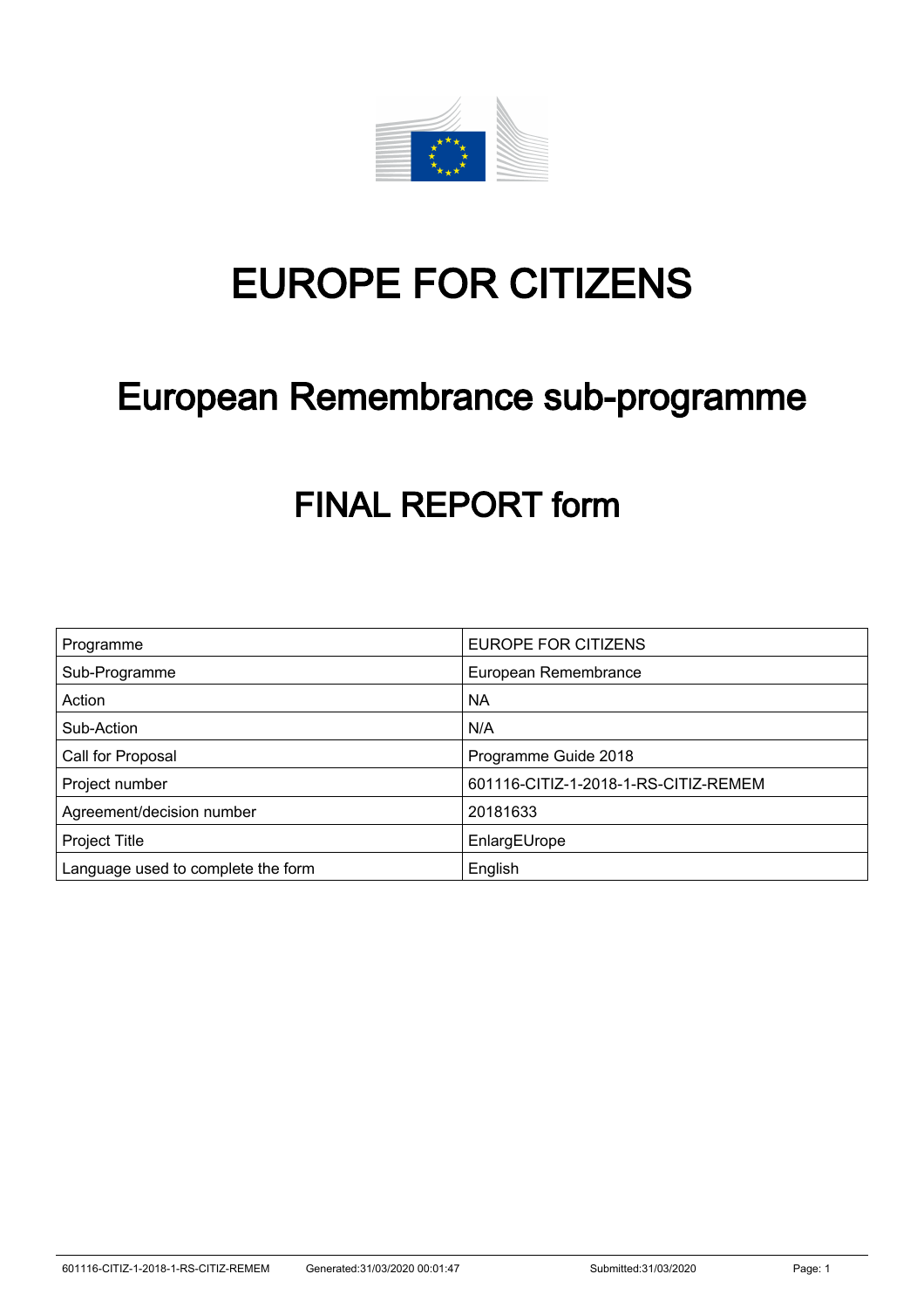# EUROPE FOR CITIZENS

## European Remembrance sub-programme

## FINAL REPORT form

| Programme | EUROPE FOR CITIZENS |
|---|---|
| Sub-Programme | European Remembrance |
| Action | NA |
| Sub-Action | N/A |
| Call for Proposal | Programme Guide 2018 |
| Project number | 601116-CITIZ-1-2018-1-RS-CITIZ-REMEM |
| Agreement/decision number | 20181633 |
| Project Title | EnlargEUrope |
| Language used to complete the form | English |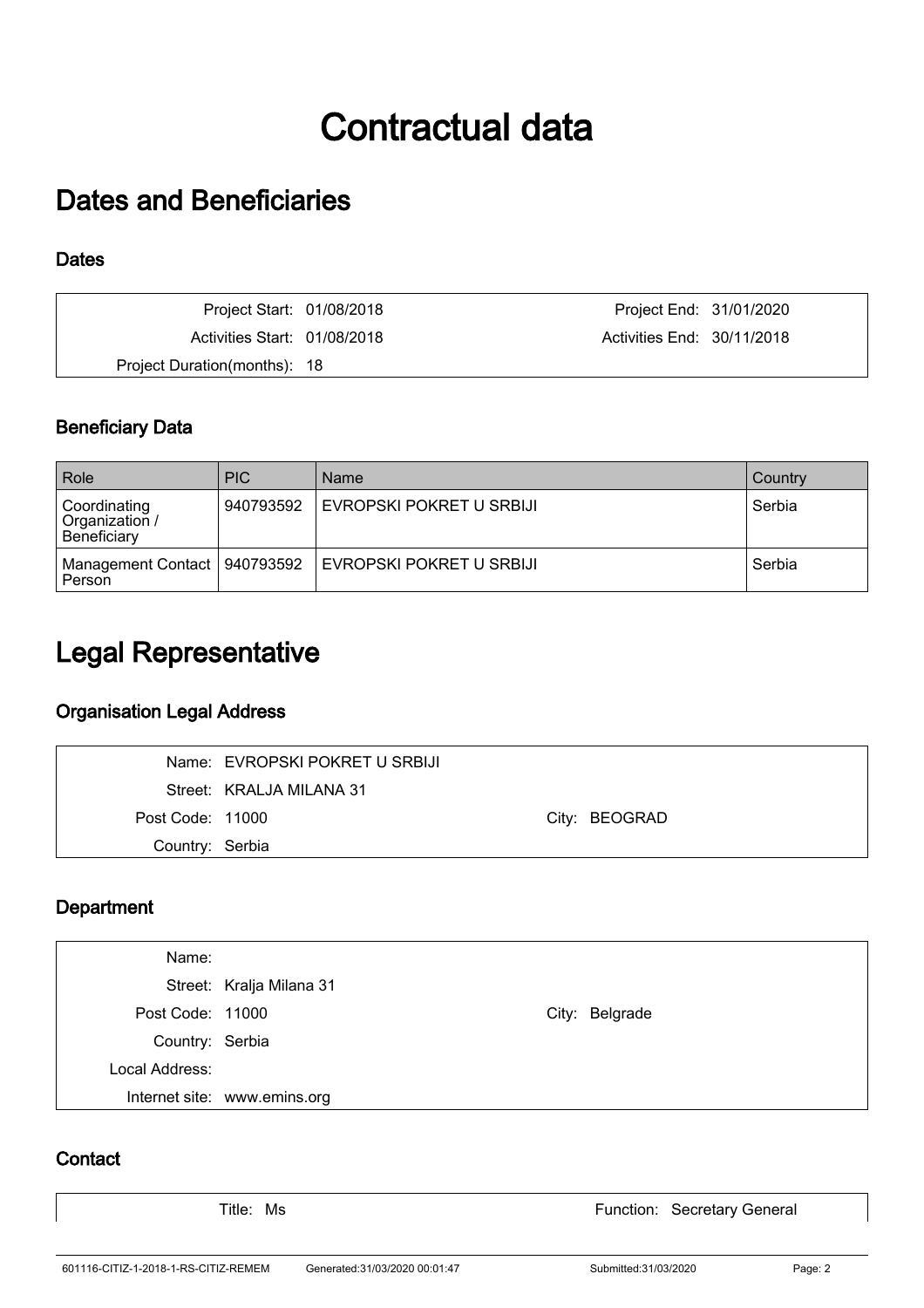# Contractual data

## Dates and Beneficiaries

### Dates

| | | | |
|---|---|---|---|
| Project Start: | 01/08/2018 | Project End: | 31/01/2020 |
| Activities Start: | 01/08/2018 | Activities End: | 30/11/2018 |
| Project Duration(months): | 18 | | |

### Beneficiary Data

| Role | PIC | Name | Country |
|---|---|---|---|
| Coordinating Organization / Beneficiary | 940793592 | EVROPSKI POKRET U SRBIJI | Serbia |
| Management Contact Person | 940793592 | EVROPSKI POKRET U SRBIJI | Serbia |

## Legal Representative

### Organisation Legal Address

| | | | |
|---|---|---|---|
| Name: | EVROPSKI POKRET U SRBIJI | | |
| Street: | KRALJA MILANA 31 | | |
| Post Code: | 11000 | City: | BEOGRAD |
| Country: | Serbia | | |

### Department

| | | | |
|---|---|---|---|
| Name: | | | |
| Street: | Kralja Milana 31 | | |
| Post Code: | 11000 | City: | Belgrade |
| Country: | Serbia | | |
| Local Address: | | | |
| Internet site: | www.emins.org | | |

### Contact

| | | | |
|---|---|---|---|
| Title: | Ms | Function: | Secretary General |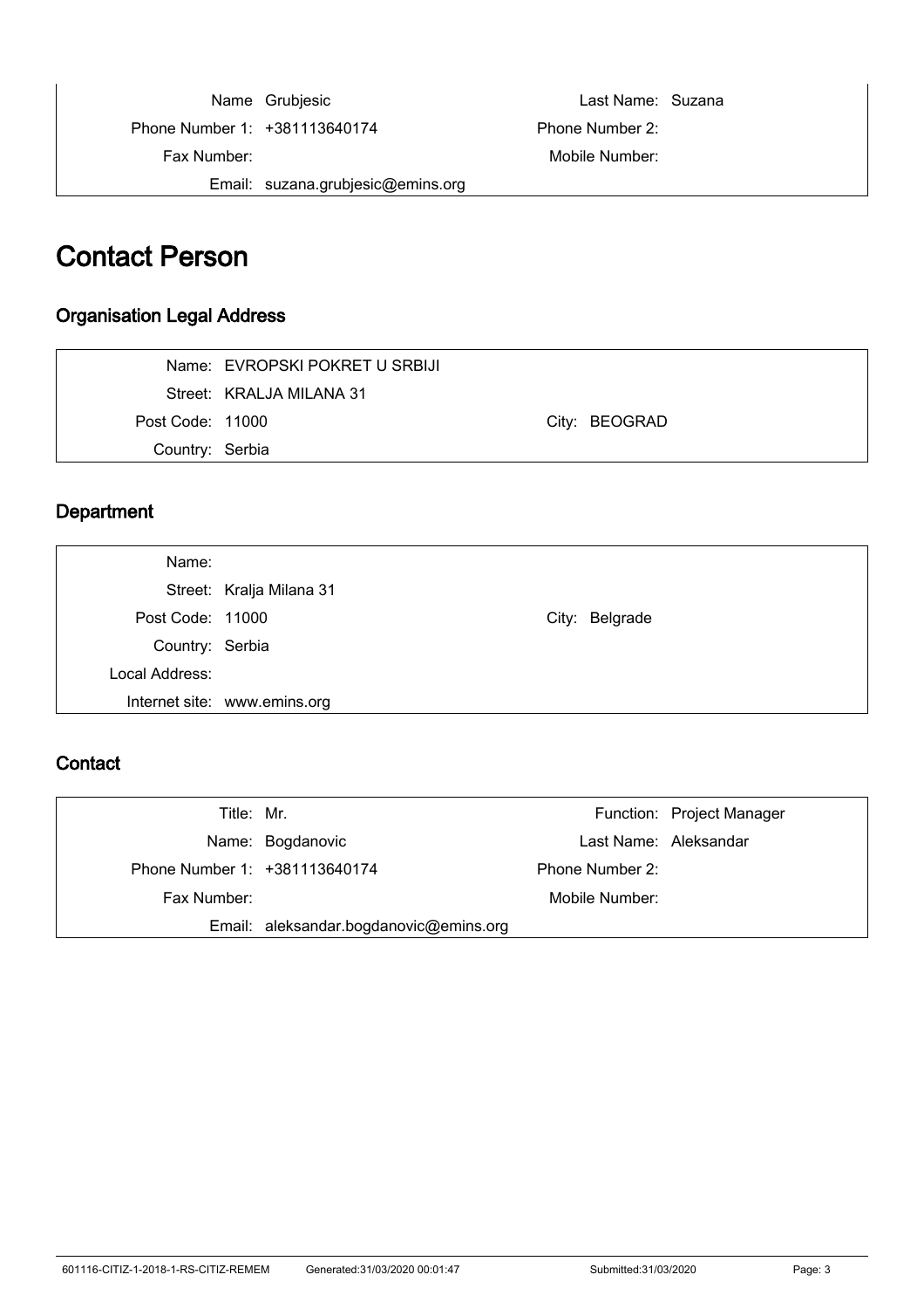| | | | |
|---|---|---|---|
| Name | Grubjesic | Last Name: | Suzana |
| Phone Number 1: | +381113640174 | Phone Number 2: | |
| Fax Number: | | Mobile Number: | |
| Email: | suzana.grubjesic@emins.org | | |

# Contact Person

## Organisation Legal Address

| | | | |
|---|---|---|---|
| Name: | EVROPSKI POKRET U SRBIJI | | |
| Street: | KRALJA MILANA 31 | | |
| Post Code: | 11000 | City: | BEOGRAD |
| Country: | Serbia | | |

## Department

| | | | |
|---|---|---|---|
| Name: | | | |
| Street: | Kralja Milana 31 | | |
| Post Code: | 11000 | City: | Belgrade |
| Country: | Serbia | | |
| Local Address: | | | |
| Internet site: | www.emins.org | | |

## Contact

| | | | |
|---|---|---|---|
| Title: | Mr. | Function: | Project Manager |
| Name: | Bogdanovic | Last Name: | Aleksandar |
| Phone Number 1: | +381113640174 | Phone Number 2: | |
| Fax Number: | | Mobile Number: | |
| Email: | aleksandar.bogdanovic@emins.org | | |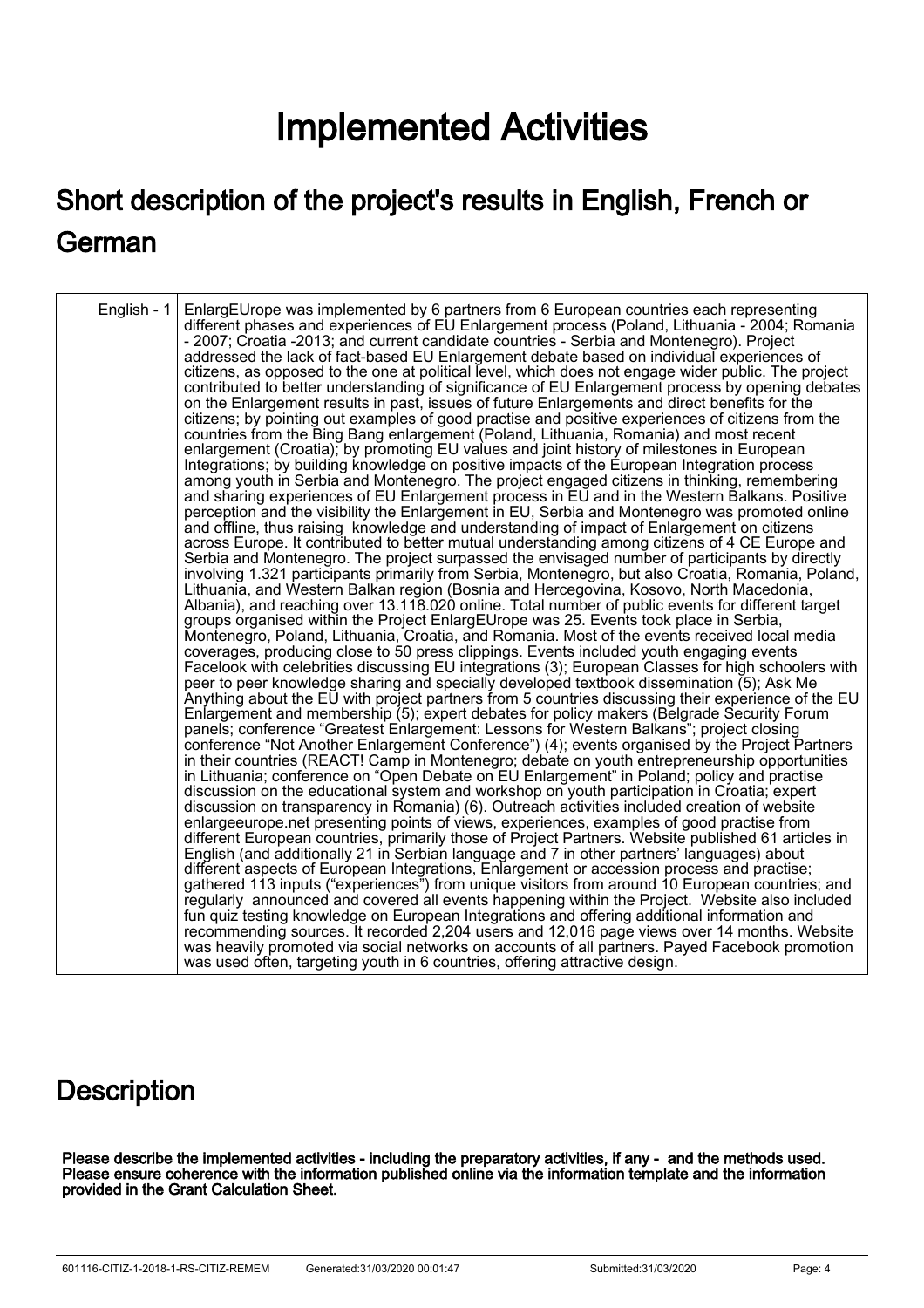# Implemented Activities

## Short description of the project's results in English, French or German

| English - 1 | EnlargEUrope was implemented by 6 partners from 6 European countries each representing different phases and experiences of EU Enlargement process (Poland, Lithuania - 2004; Romania - 2007; Croatia -2013; and current candidate countries - Serbia and Montenegro). Project addressed the lack of fact-based EU Enlargement debate based on individual experiences of citizens, as opposed to the one at political level, which does not engage wider public. The project contributed to better understanding of significance of EU Enlargement process by opening debates on the Enlargement results in past, issues of future Enlargements and direct benefits for the citizens; by pointing out examples of good practise and positive experiences of citizens from the countries from the Bing Bang enlargement (Poland, Lithuania, Romania) and most recent enlargement (Croatia); by promoting EU values and joint history of milestones in European Integrations; by building knowledge on positive impacts of the European Integration process among youth in Serbia and Montenegro. The project engaged citizens in thinking, remembering and sharing experiences of EU Enlargement process in EU and in the Western Balkans. Positive perception and the visibility the Enlargement in EU, Serbia and Montenegro was promoted online and offline, thus raising knowledge and understanding of impact of Enlargement on citizens across Europe. It contributed to better mutual understanding among citizens of 4 CE Europe and Serbia and Montenegro. The project surpassed the envisaged number of participants by directly involving 1.321 participants primarily from Serbia, Montenegro, but also Croatia, Romania, Poland, Lithuania, and Western Balkan region (Bosnia and Hercegovina, Kosovo, North Macedonia, Albania), and reaching over 13.118.020 online. Total number of public events for different target groups organised within the Project EnlargEUrope was 25. Events took place in Serbia, Montenegro, Poland, Lithuania, Croatia, and Romania. Most of the events received local media coverages, producing close to 50 press clippings. Events included youth engaging events Facelook with celebrities discussing EU integrations (3); European Classes for high schoolers with peer to peer knowledge sharing and specially developed textbook dissemination (5); Ask Me Anything about the EU with project partners from 5 countries discussing their experience of the EU Enlargement and membership (5); expert debates for policy makers (Belgrade Security Forum panels; conference "Greatest Enlargement: Lessons for Western Balkans"; project closing conference "Not Another Enlargement Conference") (4); events organised by the Project Partners in their countries (REACT! Camp in Montenegro; debate on youth entrepreneurship opportunities in Lithuania; conference on "Open Debate on EU Enlargement" in Poland; policy and practise discussion on the educational system and workshop on youth participation in Croatia; expert discussion on transparency in Romania) (6). Outreach activities included creation of website enlargeeurope.net presenting points of views, experiences, examples of good practise from different European countries, primarily those of Project Partners. Website published 61 articles in English (and additionally 21 in Serbian language and 7 in other partners' languages) about different aspects of European Integrations, Enlargement or accession process and practise; gathered 113 inputs ("experiences") from unique visitors from around 10 European countries; and regularly announced and covered all events happening within the Project. Website also included fun quiz testing knowledge on European Integrations and offering additional information and recommending sources. It recorded 2,204 users and 12,016 page views over 14 months. Website was heavily promoted via social networks on accounts of all partners. Payed Facebook promotion was used often, targeting youth in 6 countries, offering attractive design. |
|---|---|

## Description

**Please describe the implemented activities - including the preparatory activities, if any - and the methods used. Please ensure coherence with the information published online via the information template and the information provided in the Grant Calculation Sheet.**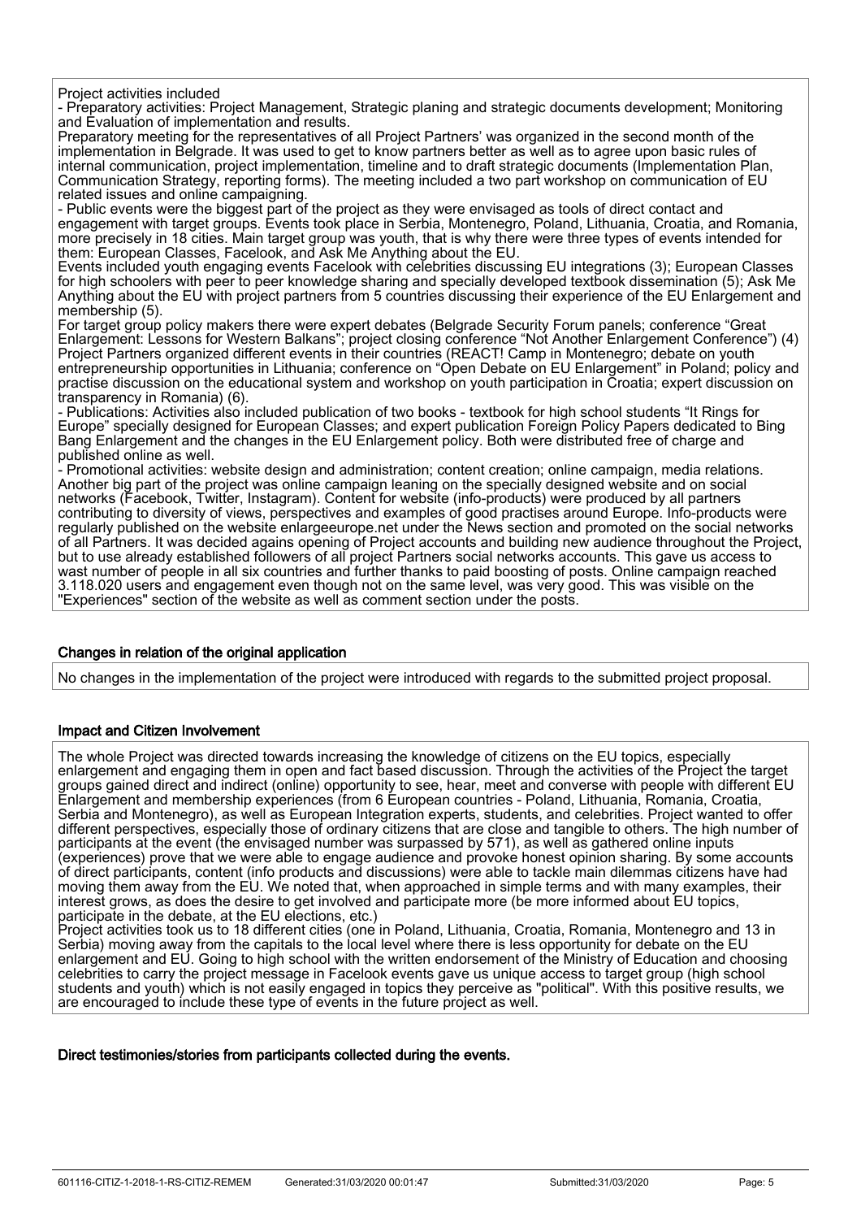Project activities included

- Preparatory activities: Project Management, Strategic planing and strategic documents development; Monitoring and Evaluation of implementation and results.

Preparatory meeting for the representatives of all Project Partners' was organized in the second month of the implementation in Belgrade. It was used to get to know partners better as well as to agree upon basic rules of internal communication, project implementation, timeline and to draft strategic documents (Implementation Plan, Communication Strategy, reporting forms). The meeting included a two part workshop on communication of EU related issues and online campaigning.

- Public events were the biggest part of the project as they were envisaged as tools of direct contact and engagement with target groups. Events took place in Serbia, Montenegro, Poland, Lithuania, Croatia, and Romania, more precisely in 18 cities. Main target group was youth, that is why there were three types of events intended for them: European Classes, Facelook, and Ask Me Anything about the EU.

Events included youth engaging events Facelook with celebrities discussing EU integrations (3); European Classes for high schoolers with peer to peer knowledge sharing and specially developed textbook dissemination (5); Ask Me Anything about the EU with project partners from 5 countries discussing their experience of the EU Enlargement and membership (5).

For target group policy makers there were expert debates (Belgrade Security Forum panels; conference "Great Enlargement: Lessons for Western Balkans"; project closing conference "Not Another Enlargement Conference") (4) Project Partners organized different events in their countries (REACT! Camp in Montenegro; debate on youth entrepreneurship opportunities in Lithuania; conference on "Open Debate on EU Enlargement" in Poland; policy and practise discussion on the educational system and workshop on youth participation in Croatia; expert discussion on transparency in Romania) (6).

- Publications: Activities also included publication of two books - textbook for high school students "It Rings for Europe" specially designed for European Classes; and expert publication Foreign Policy Papers dedicated to Bing Bang Enlargement and the changes in the EU Enlargement policy. Both were distributed free of charge and published online as well.

- Promotional activities: website design and administration; content creation; online campaign, media relations. Another big part of the project was online campaign leaning on the specially designed website and on social networks (Facebook, Twitter, Instagram). Content for website (info-products) were produced by all partners contributing to diversity of views, perspectives and examples of good practises around Europe. Info-products were regularly published on the website enlargeeurope.net under the News section and promoted on the social networks of all Partners. It was decided agains opening of Project accounts and building new audience throughout the Project, but to use already established followers of all project Partners social networks accounts. This gave us access to wast number of people in all six countries and further thanks to paid boosting of posts. Online campaign reached 3.118.020 users and engagement even though not on the same level, was very good. This was visible on the "Experiences" section of the website as well as comment section under the posts.

### Changes in relation of the original application

No changes in the implementation of the project were introduced with regards to the submitted project proposal.

### Impact and Citizen Involvement

The whole Project was directed towards increasing the knowledge of citizens on the EU topics, especially enlargement and engaging them in open and fact based discussion. Through the activities of the Project the target groups gained direct and indirect (online) opportunity to see, hear, meet and converse with people with different EU Enlargement and membership experiences (from 6 European countries - Poland, Lithuania, Romania, Croatia, Serbia and Montenegro), as well as European Integration experts, students, and celebrities. Project wanted to offer different perspectives, especially those of ordinary citizens that are close and tangible to others. The high number of participants at the event (the envisaged number was surpassed by 571), as well as gathered online inputs (experiences) prove that we were able to engage audience and provoke honest opinion sharing. By some accounts of direct participants, content (info products and discussions) were able to tackle main dilemmas citizens have had moving them away from the EU. We noted that, when approached in simple terms and with many examples, their interest grows, as does the desire to get involved and participate more (be more informed about EU topics, participate in the debate, at the EU elections, etc.)

Project activities took us to 18 different cities (one in Poland, Lithuania, Croatia, Romania, Montenegro and 13 in Serbia) moving away from the capitals to the local level where there is less opportunity for debate on the EU enlargement and EU. Going to high school with the written endorsement of the Ministry of Education and choosing celebrities to carry the project message in Facelook events gave us unique access to target group (high school students and youth) which is not easily engaged in topics they perceive as "political". With this positive results, we are encouraged to include these type of events in the future project as well.

### Direct testimonies/stories from participants collected during the events.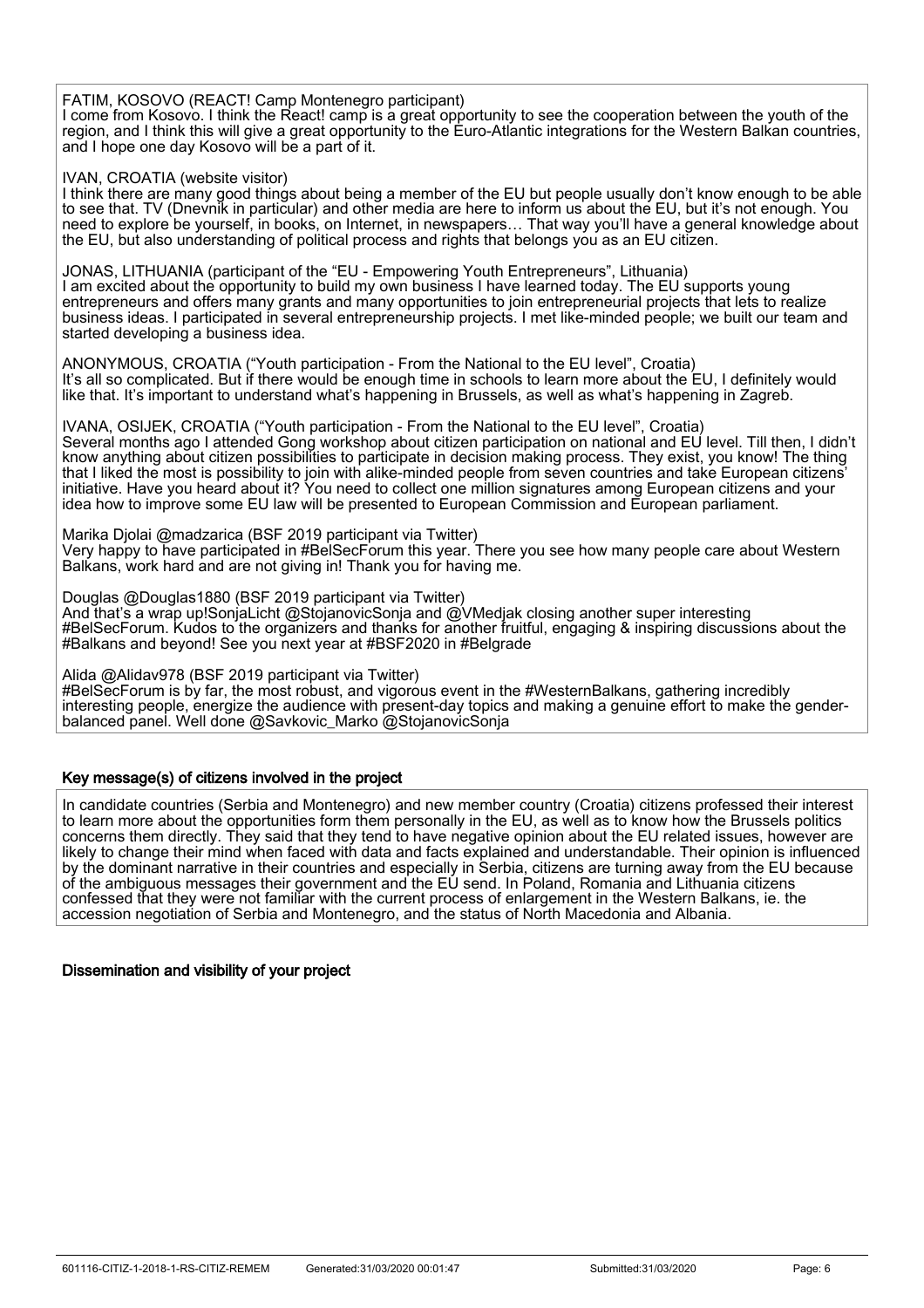FATIM, KOSOVO (REACT! Camp Montenegro participant)
I come from Kosovo. I think the React! camp is a great opportunity to see the cooperation between the youth of the region, and I think this will give a great opportunity to the Euro-Atlantic integrations for the Western Balkan countries, and I hope one day Kosovo will be a part of it.

IVAN, CROATIA (website visitor)
I think there are many good things about being a member of the EU but people usually don't know enough to be able to see that. TV (Dnevnik in particular) and other media are here to inform us about the EU, but it's not enough. You need to explore be yourself, in books, on Internet, in newspapers… That way you'll have a general knowledge about the EU, but also understanding of political process and rights that belongs you as an EU citizen.

JONAS, LITHUANIA (participant of the "EU - Empowering Youth Entrepreneurs", Lithuania)
I am excited about the opportunity to build my own business I have learned today. The EU supports young entrepreneurs and offers many grants and many opportunities to join entrepreneurial projects that lets to realize business ideas. I participated in several entrepreneurship projects. I met like-minded people; we built our team and started developing a business idea.

ANONYMOUS, CROATIA ("Youth participation - From the National to the EU level", Croatia)
It's all so complicated. But if there would be enough time in schools to learn more about the EU, I definitely would like that. It's important to understand what's happening in Brussels, as well as what's happening in Zagreb.

IVANA, OSIJEK, CROATIA ("Youth participation - From the National to the EU level", Croatia)
Several months ago I attended Gong workshop about citizen participation on national and EU level. Till then, I didn't know anything about citizen possibilities to participate in decision making process. They exist, you know! The thing that I liked the most is possibility to join with alike-minded people from seven countries and take European citizens' initiative. Have you heard about it? You need to collect one million signatures among European citizens and your idea how to improve some EU law will be presented to European Commission and European parliament.

Marika Djolai @madzarica (BSF 2019 participant via Twitter)
Very happy to have participated in #BelSecForum this year. There you see how many people care about Western Balkans, work hard and are not giving in! Thank you for having me.

Douglas @Douglas1880 (BSF 2019 participant via Twitter)
And that's a wrap up!SonjaLicht @StojanovicSonja and @VMedjak closing another super interesting #BelSecForum. Kudos to the organizers and thanks for another fruitful, engaging & inspiring discussions about the #Balkans and beyond! See you next year at #BSF2020 in #Belgrade

Alida @Alidav978 (BSF 2019 participant via Twitter)
#BelSecForum is by far, the most robust, and vigorous event in the #WesternBalkans, gathering incredibly interesting people, energize the audience with present-day topics and making a genuine effort to make the gender-balanced panel. Well done @Savkovic_Marko @StojanovicSonja

## Key message(s) of citizens involved in the project

In candidate countries (Serbia and Montenegro) and new member country (Croatia) citizens professed their interest to learn more about the opportunities form them personally in the EU, as well as to know how the Brussels politics concerns them directly. They said that they tend to have negative opinion about the EU related issues, however are likely to change their mind when faced with data and facts explained and understandable. Their opinion is influenced by the dominant narrative in their countries and especially in Serbia, citizens are turning away from the EU because of the ambiguous messages their government and the EU send. In Poland, Romania and Lithuania citizens confessed that they were not familiar with the current process of enlargement in the Western Balkans, ie. the accession negotiation of Serbia and Montenegro, and the status of North Macedonia and Albania.

## Dissemination and visibility of your project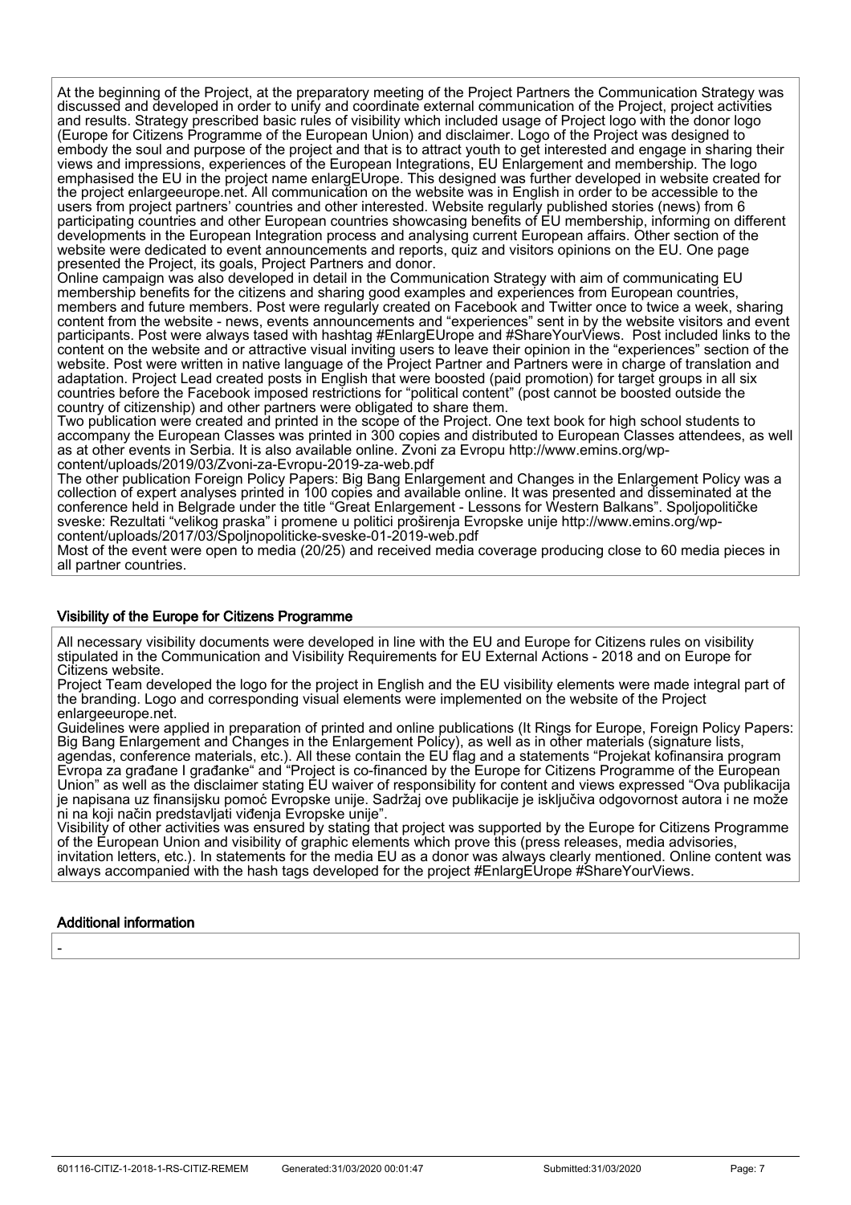At the beginning of the Project, at the preparatory meeting of the Project Partners the Communication Strategy was discussed and developed in order to unify and coordinate external communication of the Project, project activities and results. Strategy prescribed basic rules of visibility which included usage of Project logo with the donor logo (Europe for Citizens Programme of the European Union) and disclaimer. Logo of the Project was designed to embody the soul and purpose of the project and that is to attract youth to get interested and engage in sharing their views and impressions, experiences of the European Integrations, EU Enlargement and membership. The logo emphasised the EU in the project name enlargEUrope. This designed was further developed in website created for the project enlargeeurope.net. All communication on the website was in English in order to be accessible to the users from project partners' countries and other interested. Website regularly published stories (news) from 6 participating countries and other European countries showcasing benefits of EU membership, informing on different developments in the European Integration process and analysing current European affairs. Other section of the website were dedicated to event announcements and reports, quiz and visitors opinions on the EU. One page presented the Project, its goals, Project Partners and donor.
Online campaign was also developed in detail in the Communication Strategy with aim of communicating EU membership benefits for the citizens and sharing good examples and experiences from European countries, members and future members. Post were regularly created on Facebook and Twitter once to twice a week, sharing content from the website - news, events announcements and "experiences" sent in by the website visitors and event participants. Post were always tased with hashtag #EnlargEUrope and #ShareYourViews. Post included links to the content on the website and or attractive visual inviting users to leave their opinion in the "experiences" section of the website. Post were written in native language of the Project Partner and Partners were in charge of translation and adaptation. Project Lead created posts in English that were boosted (paid promotion) for target groups in all six countries before the Facebook imposed restrictions for "political content" (post cannot be boosted outside the country of citizenship) and other partners were obligated to share them.
Two publication were created and printed in the scope of the Project. One text book for high school students to accompany the European Classes was printed in 300 copies and distributed to European Classes attendees, as well as at other events in Serbia. It is also available online. Zvoni za Evropu http://www.emins.org/wp-content/uploads/2019/03/Zvoni-za-Evropu-2019-za-web.pdf
The other publication Foreign Policy Papers: Big Bang Enlargement and Changes in the Enlargement Policy was a collection of expert analyses printed in 100 copies and available online. It was presented and disseminated at the conference held in Belgrade under the title "Great Enlargement - Lessons for Western Balkans". Spoljopolitičke sveske: Rezultati "velikog praska" i promene u politici proširenja Evropske unije http://www.emins.org/wp-content/uploads/2017/03/Spoljnopoliticke-sveske-01-2019-web.pdf
Most of the event were open to media (20/25) and received media coverage producing close to 60 media pieces in all partner countries.

## Visibility of the Europe for Citizens Programme

All necessary visibility documents were developed in line with the EU and Europe for Citizens rules on visibility stipulated in the Communication and Visibility Requirements for EU External Actions - 2018 and on Europe for Citizens website.
Project Team developed the logo for the project in English and the EU visibility elements were made integral part of the branding. Logo and corresponding visual elements were implemented on the website of the Project enlargeeurope.net.
Guidelines were applied in preparation of printed and online publications (It Rings for Europe, Foreign Policy Papers: Big Bang Enlargement and Changes in the Enlargement Policy), as well as in other materials (signature lists, agendas, conference materials, etc.). All these contain the EU flag and a statements "Projekat kofinansira program Evropa za građane I građanke" and "Project is co-financed by the Europe for Citizens Programme of the European Union" as well as the disclaimer stating EU waiver of responsibility for content and views expressed "Ova publikacija je napisana uz finansijsku pomoć Evropske unije. Sadržaj ove publikacije je isključiva odgovornost autora i ne može ni na koji način predstavljati viđenja Evropske unije".
Visibility of other activities was ensured by stating that project was supported by the Europe for Citizens Programme of the European Union and visibility of graphic elements which prove this (press releases, media advisories, invitation letters, etc.). In statements for the media EU as a donor was always clearly mentioned. Online content was always accompanied with the hash tags developed for the project #EnlargEUrope #ShareYourViews.

## Additional information

-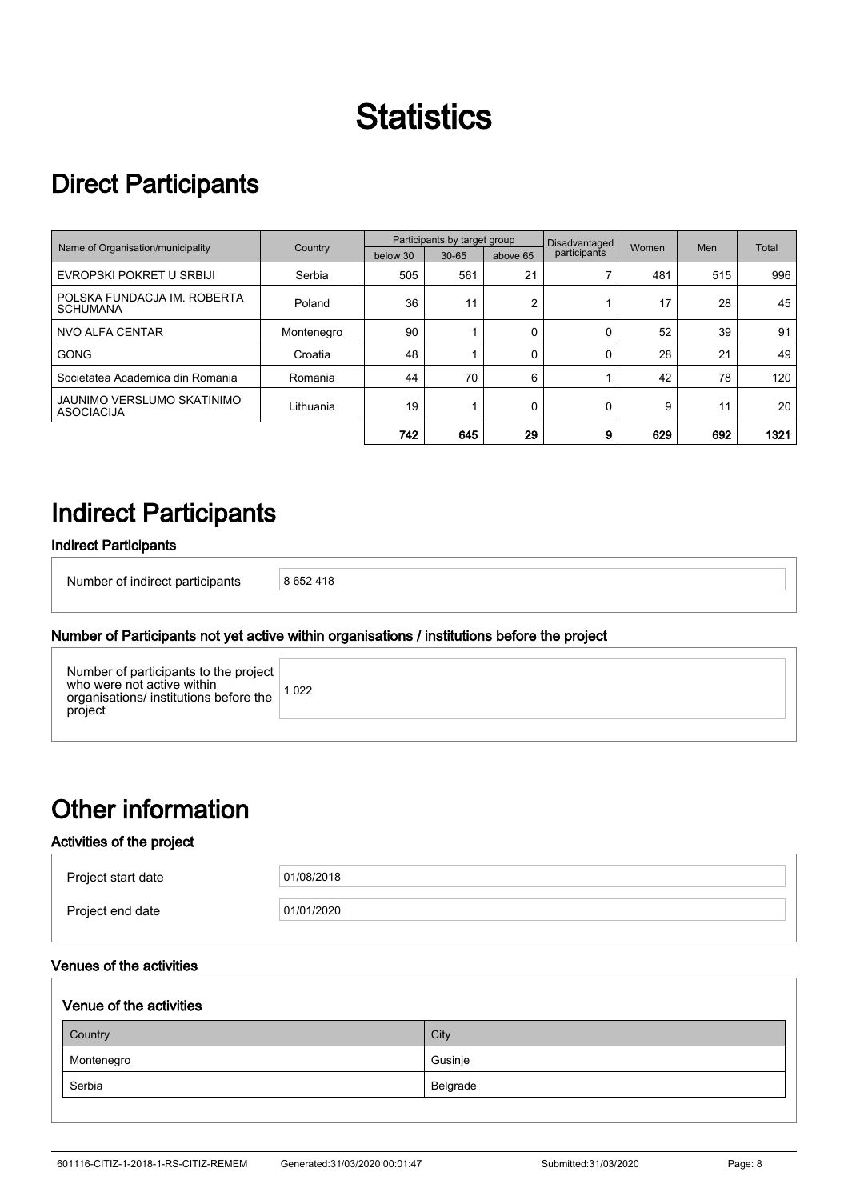# Statistics

## Direct Participants

| Name of Organisation/municipality | Country | Participants by target group | | | Disadvantaged participants | Women | Men | Total |
|---|---|---|---|---|---|---|---|---|
| | | below 30 | 30-65 | above 65 | | | | |
| EVROPSKI POKRET U SRBIJI | Serbia | 505 | 561 | 21 | 7 | 481 | 515 | 996 |
| POLSKA FUNDACJA IM. ROBERTA SCHUMANA | Poland | 36 | 11 | 2 | 1 | 17 | 28 | 45 |
| NVO ALFA CENTAR | Montenegro | 90 | 1 | 0 | 0 | 52 | 39 | 91 |
| GONG | Croatia | 48 | 1 | 0 | 0 | 28 | 21 | 49 |
| Societatea Academica din Romania | Romania | 44 | 70 | 6 | 1 | 42 | 78 | 120 |
| JAUNIMO VERSLUMO SKATINIMO ASOCIACIJA | Lithuania | 19 | 1 | 0 | 0 | 9 | 11 | 20 |
| | | **742** | **645** | **29** | **9** | **629** | **692** | **1321** |

## Indirect Participants

### Indirect Participants

| | |
|---|---|
| Number of indirect participants | 8 652 418 |

### Number of Participants not yet active within organisations / institutions before the project

| | |
|---|---|
| Number of participants to the project who were not active within organisations/ institutions before the project | 1 022 |

## Other information

### Activities of the project

| | |
|---|---|
| Project start date | 01/08/2018 |
| Project end date | 01/01/2020 |

### Venues of the activities

#### Venue of the activities

| Country | City |
|---|---|
| Montenegro | Gusinje |
| Serbia | Belgrade |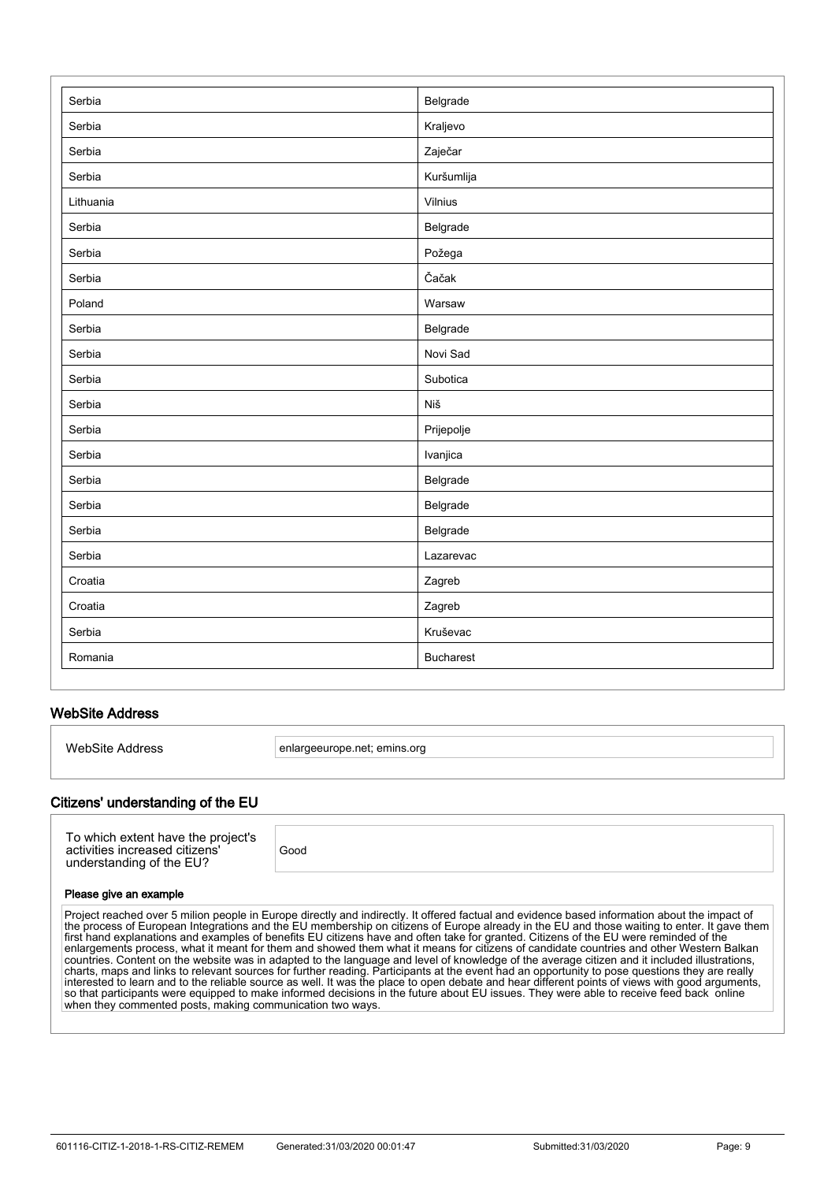| Serbia | Belgrade |
|---|---|
| Serbia | Kraljevo |
| Serbia | Zaječar |
| Serbia | Kuršumlija |
| Lithuania | Vilnius |
| Serbia | Belgrade |
| Serbia | Požega |
| Serbia | Čačak |
| Poland | Warsaw |
| Serbia | Belgrade |
| Serbia | Novi Sad |
| Serbia | Subotica |
| Serbia | Niš |
| Serbia | Prijepolje |
| Serbia | Ivanjica |
| Serbia | Belgrade |
| Serbia | Belgrade |
| Serbia | Belgrade |
| Serbia | Lazarevac |
| Croatia | Zagreb |
| Croatia | Zagreb |
| Serbia | Kruševac |
| Romania | Bucharest |

## WebSite Address

| WebSite Address | enlargeeurope.net; emins.org |
|---|---|

## Citizens' understanding of the EU

| To which extent have the project's activities increased citizens' understanding of the EU? | Good |
|---|---|

**Please give an example**

Project reached over 5 milion people in Europe directly and indirectly. It offered factual and evidence based information about the impact of the process of European Integrations and the EU membership on citizens of Europe already in the EU and those waiting to enter. It gave them first hand explanations and examples of benefits EU citizens have and often take for granted. Citizens of the EU were reminded of the enlargements process, what it meant for them and showed them what it means for citizens of candidate countries and other Western Balkan countries. Content on the website was in adapted to the language and level of knowledge of the average citizen and it included illustrations, charts, maps and links to relevant sources for further reading. Participants at the event had an opportunity to pose questions they are really interested to learn and to the reliable source as well. It was the place to open debate and hear different points of views with good arguments, so that participants were equipped to make informed decisions in the future about EU issues. They were able to receive feed back online when they commented posts, making communication two ways.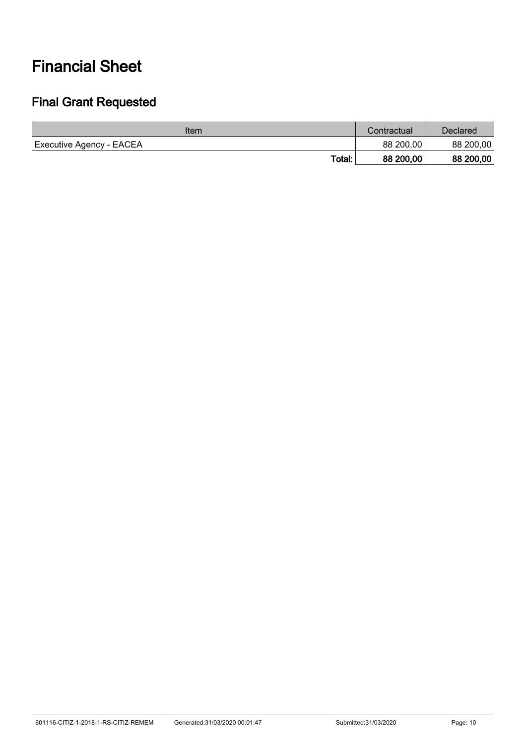# Financial Sheet

## Final Grant Requested

| Item | Contractual | Declared |
|---|---|---|
| Executive Agency - EACEA | 88 200,00 | 88 200,00 |
| **Total:** | **88 200,00** | **88 200,00** |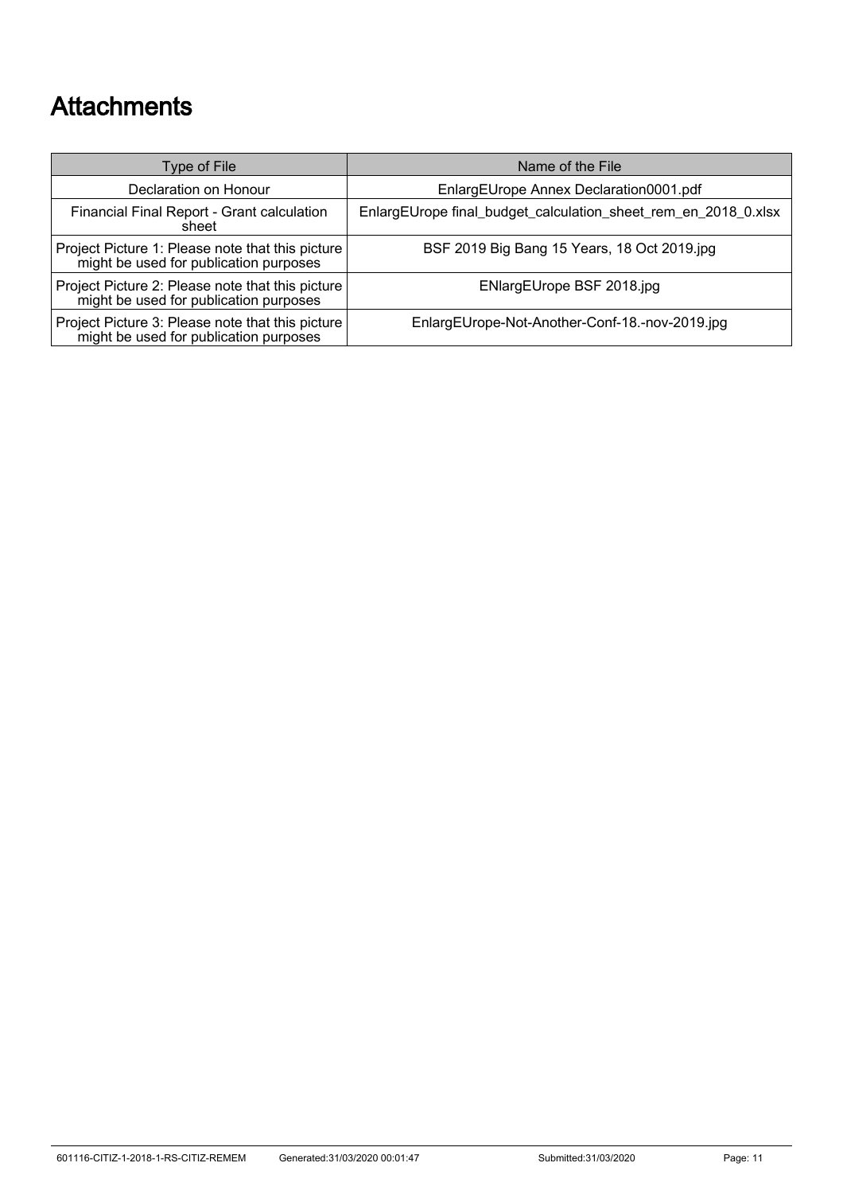# Attachments

| Type of File | Name of the File |
|---|---|
| Declaration on Honour | EnlargEUrope Annex Declaration0001.pdf |
| Financial Final Report - Grant calculation sheet | EnlargEUrope final_budget_calculation_sheet_rem_en_2018_0.xlsx |
| Project Picture 1: Please note that this picture might be used for publication purposes | BSF 2019 Big Bang 15 Years, 18 Oct 2019.jpg |
| Project Picture 2: Please note that this picture might be used for publication purposes | ENlargEUrope BSF 2018.jpg |
| Project Picture 3: Please note that this picture might be used for publication purposes | EnlargEUrope-Not-Another-Conf-18.-nov-2019.jpg |